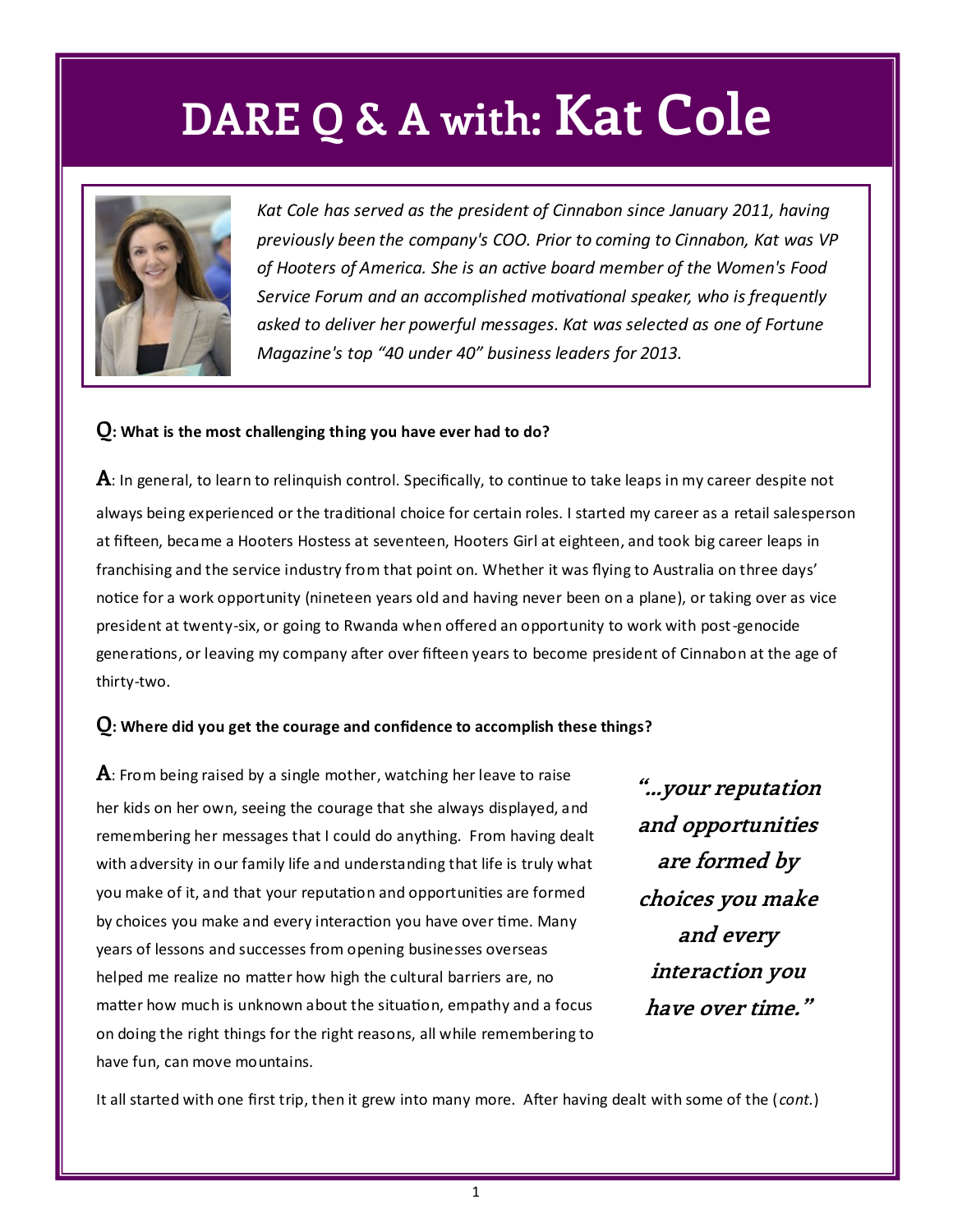# DARE Q & A with: Kat Cole

*Kat Cole has served as the president of Cinnabon since January 2011, having previously been the company's COO. Prior to coming to Cinnabon, Kat was VP of Hooters of America. She is an active board member of the Women's Food Service Forum and an accomplished motivational speaker, who is frequently asked to deliver her powerful messages. Kat was selected as one of Fortune Magazine's top "40 under 40" business leaders for 2013.*

**Q: What is the most challenging thing you have ever had to do?**

**A**: In general, to learn to relinquish control. Specifically, to continue to take leaps in my career despite not always being experienced or the traditional choice for certain roles. I started my career as a retail salesperson at fifteen, became a Hooters Hostess at seventeen, Hooters Girl at eighteen, and took big career leaps in franchising and the service industry from that point on. Whether it was flying to Australia on three days' notice for a work opportunity (nineteen years old and having never been on a plane), or taking over as vice president at twenty-six, or going to Rwanda when offered an opportunity to work with post-genocide generations, or leaving my company after over fifteen years to become president of Cinnabon at the age of thirty-two.

**Q: Where did you get the courage and confidence to accomplish these things?**

**A**: From being raised by a single mother, watching her leave to raise her kids on her own, seeing the courage that she always displayed, and remembering her messages that I could do anything. From having dealt with adversity in our family life and understanding that life is truly what you make of it, and that your reputation and opportunities are formed by choices you make and every interaction you have over time. Many years of lessons and successes from opening businesses overseas helped me realize no matter how high the cultural barriers are, no matter how much is unknown about the situation, empathy and a focus on doing the right things for the right reasons, all while remembering to have fun, can move mountains.

> ***"...your reputation and opportunities are formed by choices you make and every interaction you have over time."***

It all started with one first trip, then it grew into many more. After having dealt with some of the (*cont.*)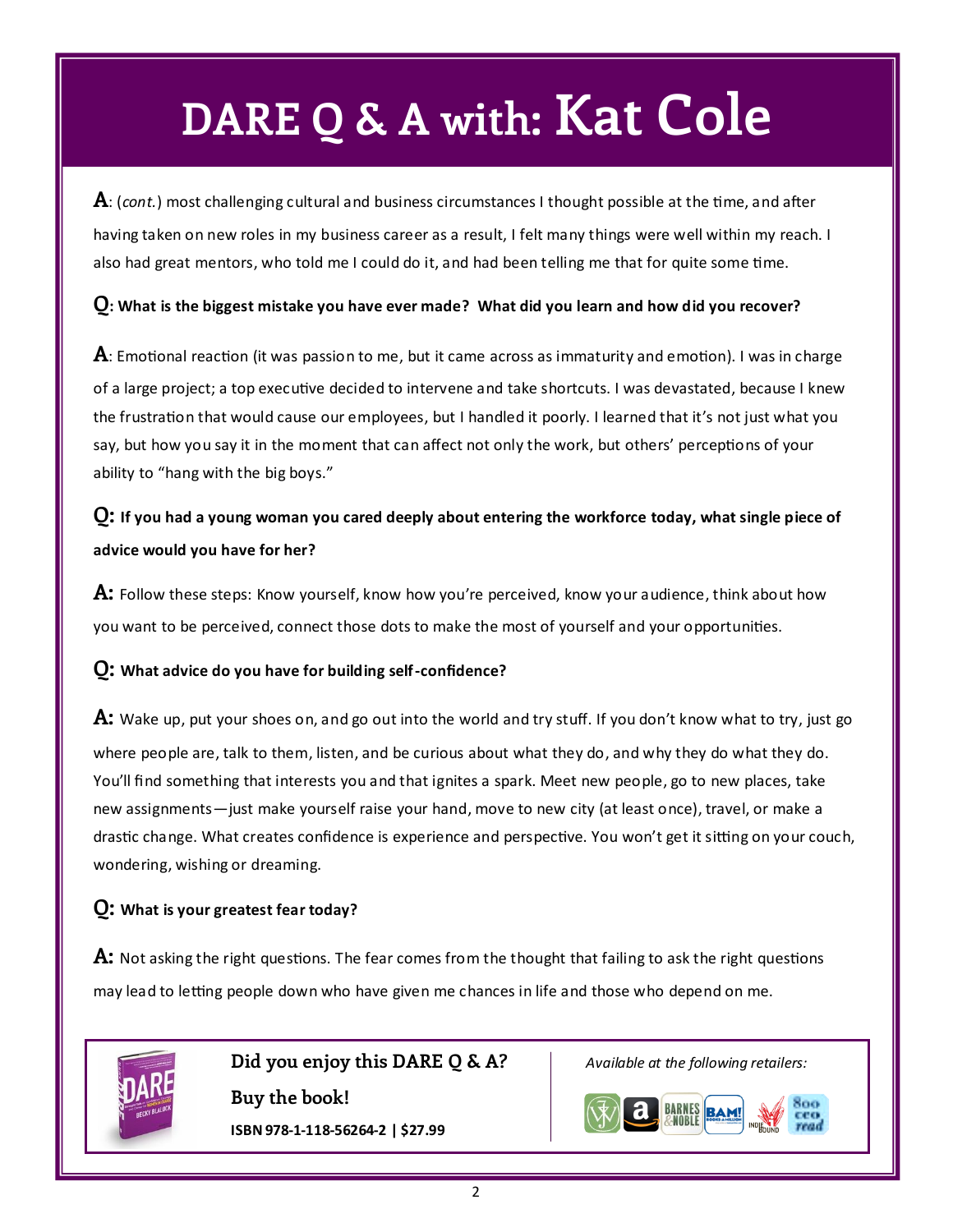# DARE Q & A with: Kat Cole

**A**: (*cont.*) most challenging cultural and business circumstances I thought possible at the time, and after having taken on new roles in my business career as a result, I felt many things were well within my reach. I also had great mentors, who told me I could do it, and had been telling me that for quite some time.

**Q**: **What is the biggest mistake you have ever made? What did you learn and how did you recover?**

**A**: Emotional reaction (it was passion to me, but it came across as immaturity and emotion). I was in charge of a large project; a top executive decided to intervene and take shortcuts. I was devastated, because I knew the frustration that would cause our employees, but I handled it poorly. I learned that it's not just what you say, but how you say it in the moment that can affect not only the work, but others' perceptions of your ability to "hang with the big boys."

**Q: If you had a young woman you cared deeply about entering the workforce today, what single piece of advice would you have for her?**

**A:** Follow these steps: Know yourself, know how you're perceived, know your audience, think about how you want to be perceived, connect those dots to make the most of yourself and your opportunities.

**Q: What advice do you have for building self-confidence?**

**A:** Wake up, put your shoes on, and go out into the world and try stuff. If you don't know what to try, just go where people are, talk to them, listen, and be curious about what they do, and why they do what they do. You'll find something that interests you and that ignites a spark. Meet new people, go to new places, take new assignments—just make yourself raise your hand, move to new city (at least once), travel, or make a drastic change. What creates confidence is experience and perspective. You won't get it sitting on your couch, wondering, wishing or dreaming.

**Q: What is your greatest fear today?**

**A:** Not asking the right questions. The fear comes from the thought that failing to ask the right questions may lead to letting people down who have given me chances in life and those who depend on me.

**Did you enjoy this DARE Q & A?**

**Buy the book!**

**ISBN 978-1-118-56264-2 | $27.99**

*Available at the following retailers:*